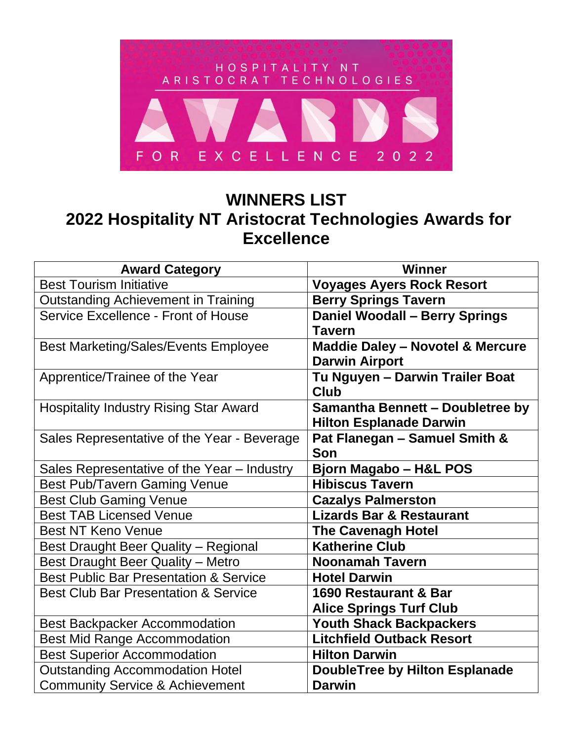HOSPITALITY NT ARISTOCRAT TECHNOLOGIES AWARDS FOR EXCELLENCE 2022

# WINNERS LIST
## 2022 Hospitality NT Aristocrat Technologies Awards for Excellence

| Award Category | Winner |
|---|---|
| Best Tourism Initiative | **Voyages Ayers Rock Resort** |
| Outstanding Achievement in Training | **Berry Springs Tavern** |
| Service Excellence - Front of House | **Daniel Woodall – Berry Springs Tavern** |
| Best Marketing/Sales/Events Employee | **Maddie Daley – Novotel & Mercure Darwin Airport** |
| Apprentice/Trainee of the Year | **Tu Nguyen – Darwin Trailer Boat Club** |
| Hospitality Industry Rising Star Award | **Samantha Bennett – Doubletree by Hilton Esplanade Darwin** |
| Sales Representative of the Year - Beverage | **Pat Flanegan – Samuel Smith & Son** |
| Sales Representative of the Year – Industry | **Bjorn Magabo – H&L POS** |
| Best Pub/Tavern Gaming Venue | **Hibiscus Tavern** |
| Best Club Gaming Venue | **Cazalys Palmerston** |
| Best TAB Licensed Venue | **Lizards Bar & Restaurant** |
| Best NT Keno Venue | **The Cavenagh Hotel** |
| Best Draught Beer Quality – Regional | **Katherine Club** |
| Best Draught Beer Quality – Metro | **Noonamah Tavern** |
| Best Public Bar Presentation & Service | **Hotel Darwin** |
| Best Club Bar Presentation & Service | **1690 Restaurant & Bar Alice Springs Turf Club** |
| Best Backpacker Accommodation | **Youth Shack Backpackers** |
| Best Mid Range Accommodation | **Litchfield Outback Resort** |
| Best Superior Accommodation | **Hilton Darwin** |
| Outstanding Accommodation Hotel Community Service & Achievement | **DoubleTree by Hilton Esplanade Darwin** |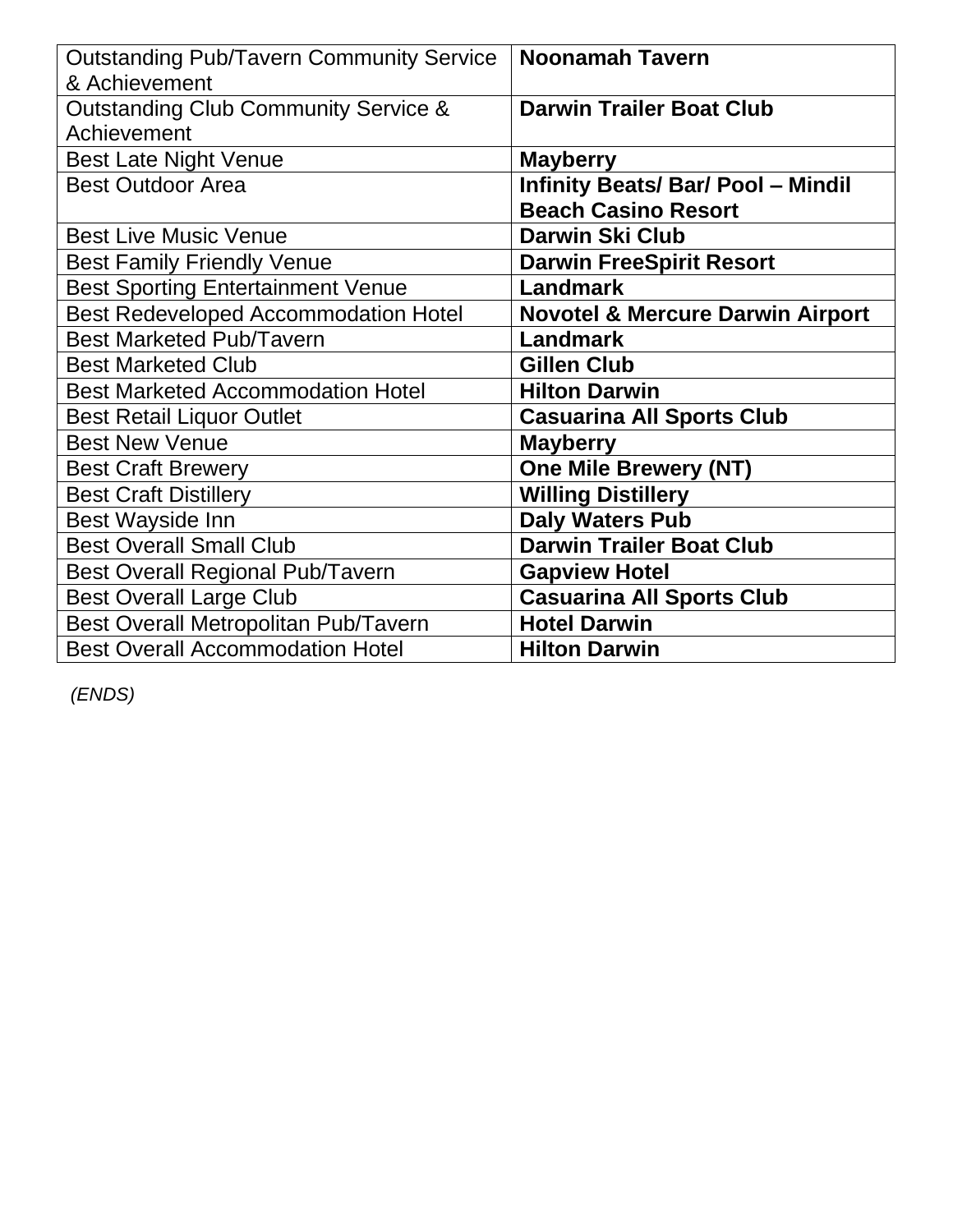| | |
|---|---|
| Outstanding Pub/Tavern Community Service & Achievement | **Noonamah Tavern** |
| Outstanding Club Community Service & Achievement | **Darwin Trailer Boat Club** |
| Best Late Night Venue | **Mayberry** |
| Best Outdoor Area | **Infinity Beats/ Bar/ Pool – Mindil Beach Casino Resort** |
| Best Live Music Venue | **Darwin Ski Club** |
| Best Family Friendly Venue | **Darwin FreeSpirit Resort** |
| Best Sporting Entertainment Venue | **Landmark** |
| Best Redeveloped Accommodation Hotel | **Novotel & Mercure Darwin Airport** |
| Best Marketed Pub/Tavern | **Landmark** |
| Best Marketed Club | **Gillen Club** |
| Best Marketed Accommodation Hotel | **Hilton Darwin** |
| Best Retail Liquor Outlet | **Casuarina All Sports Club** |
| Best New Venue | **Mayberry** |
| Best Craft Brewery | **One Mile Brewery (NT)** |
| Best Craft Distillery | **Willing Distillery** |
| Best Wayside Inn | **Daly Waters Pub** |
| Best Overall Small Club | **Darwin Trailer Boat Club** |
| Best Overall Regional Pub/Tavern | **Gapview Hotel** |
| Best Overall Large Club | **Casuarina All Sports Club** |
| Best Overall Metropolitan Pub/Tavern | **Hotel Darwin** |
| Best Overall Accommodation Hotel | **Hilton Darwin** |

*(ENDS)*